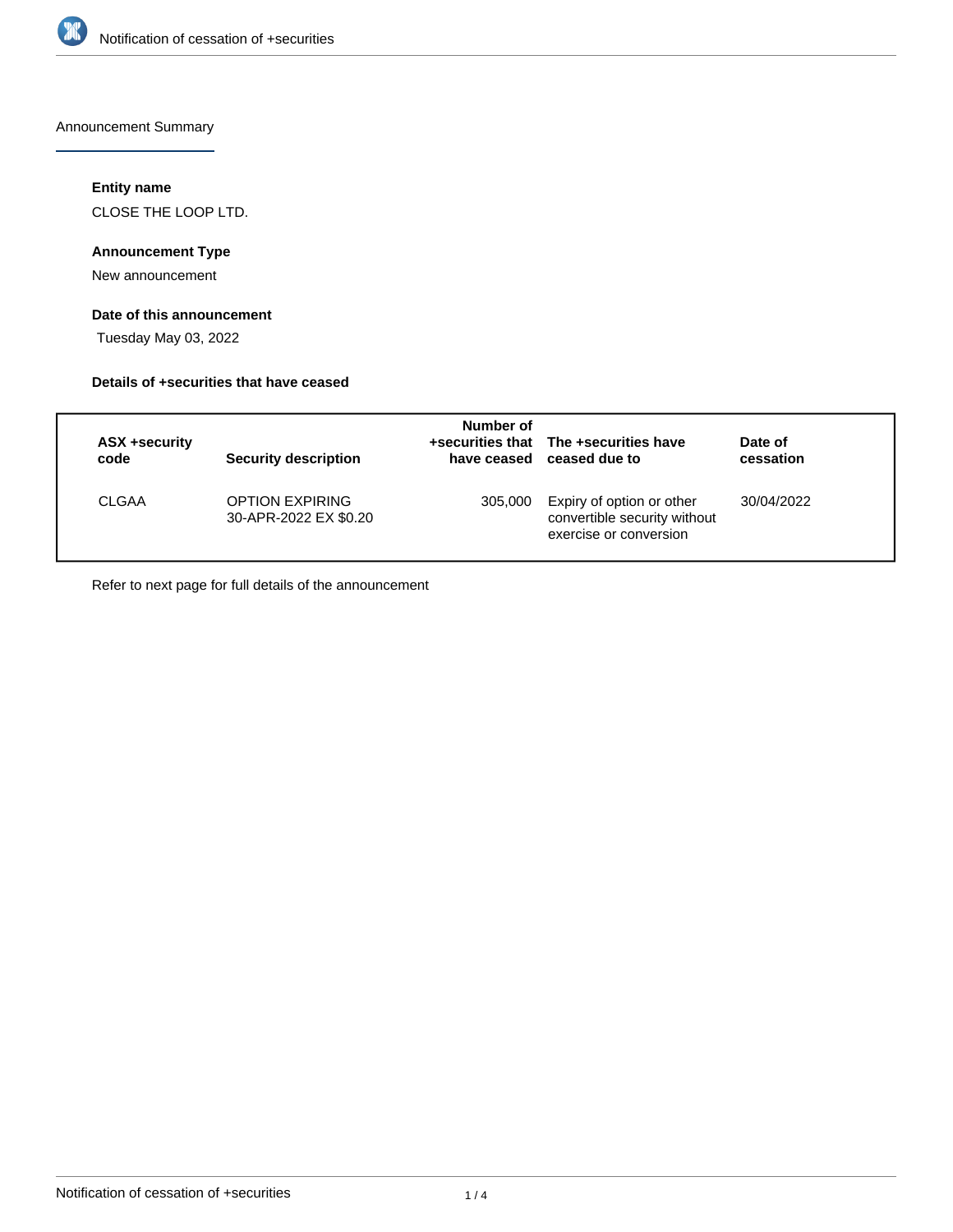Announcement Summary

**Entity name**

CLOSE THE LOOP LTD.

**Announcement Type**

New announcement

**Date of this announcement**

Tuesday May 03, 2022

**Details of +securities that have ceased**

| ASX +security code | Security description | Number of +securities that have ceased | The +securities have ceased due to | Date of cessation |
|---|---|---|---|---|
| CLGAA | OPTION EXPIRING 30-APR-2022 EX $0.20 | 305,000 | Expiry of option or other convertible security without exercise or conversion | 30/04/2022 |

Refer to next page for full details of the announcement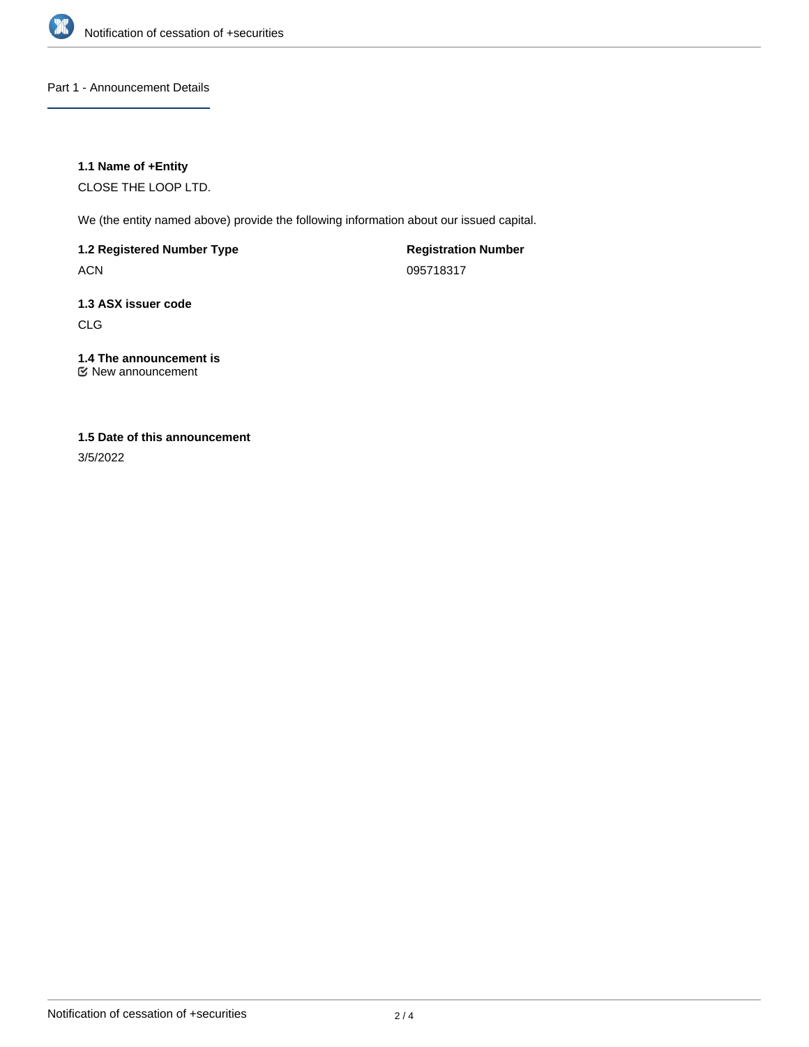## Part 1 - Announcement Details

### 1.1 Name of +Entity

CLOSE THE LOOP LTD.

We (the entity named above) provide the following information about our issued capital.

| **1.2 Registered Number Type** | **Registration Number** |
|---|---|
| ACN | 095718317 |

### 1.3 ASX issuer code

CLG

### 1.4 The announcement is

☑ New announcement

### 1.5 Date of this announcement

3/5/2022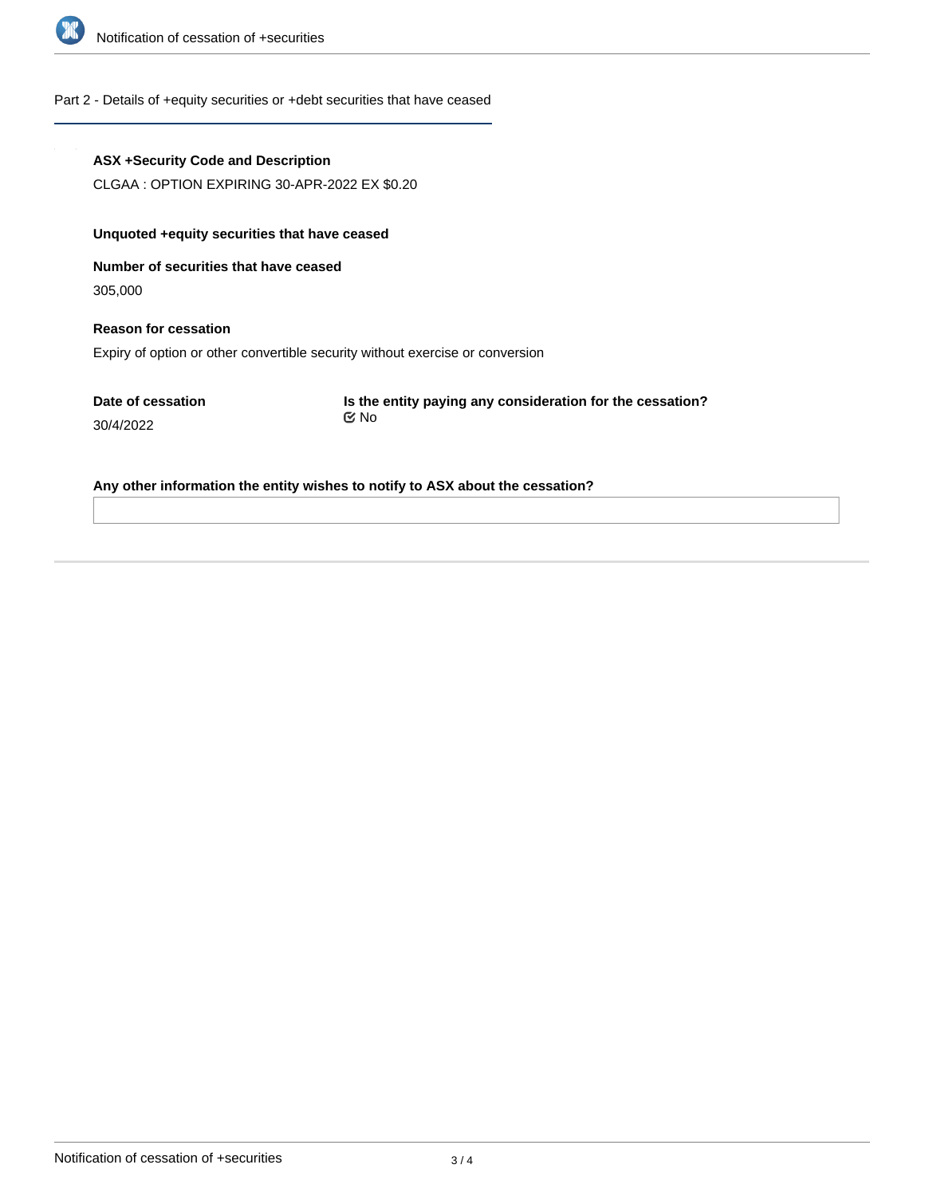## Part 2 - Details of +equity securities or +debt securities that have ceased

**ASX +Security Code and Description**

CLGAA : OPTION EXPIRING 30-APR-2022 EX $0.20

**Unquoted +equity securities that have ceased**

**Number of securities that have ceased**

305,000

**Reason for cessation**

Expiry of option or other convertible security without exercise or conversion

**Date of cessation**

30/4/2022

**Is the entity paying any consideration for the cessation?**

No

**Any other information the entity wishes to notify to ASX about the cessation?**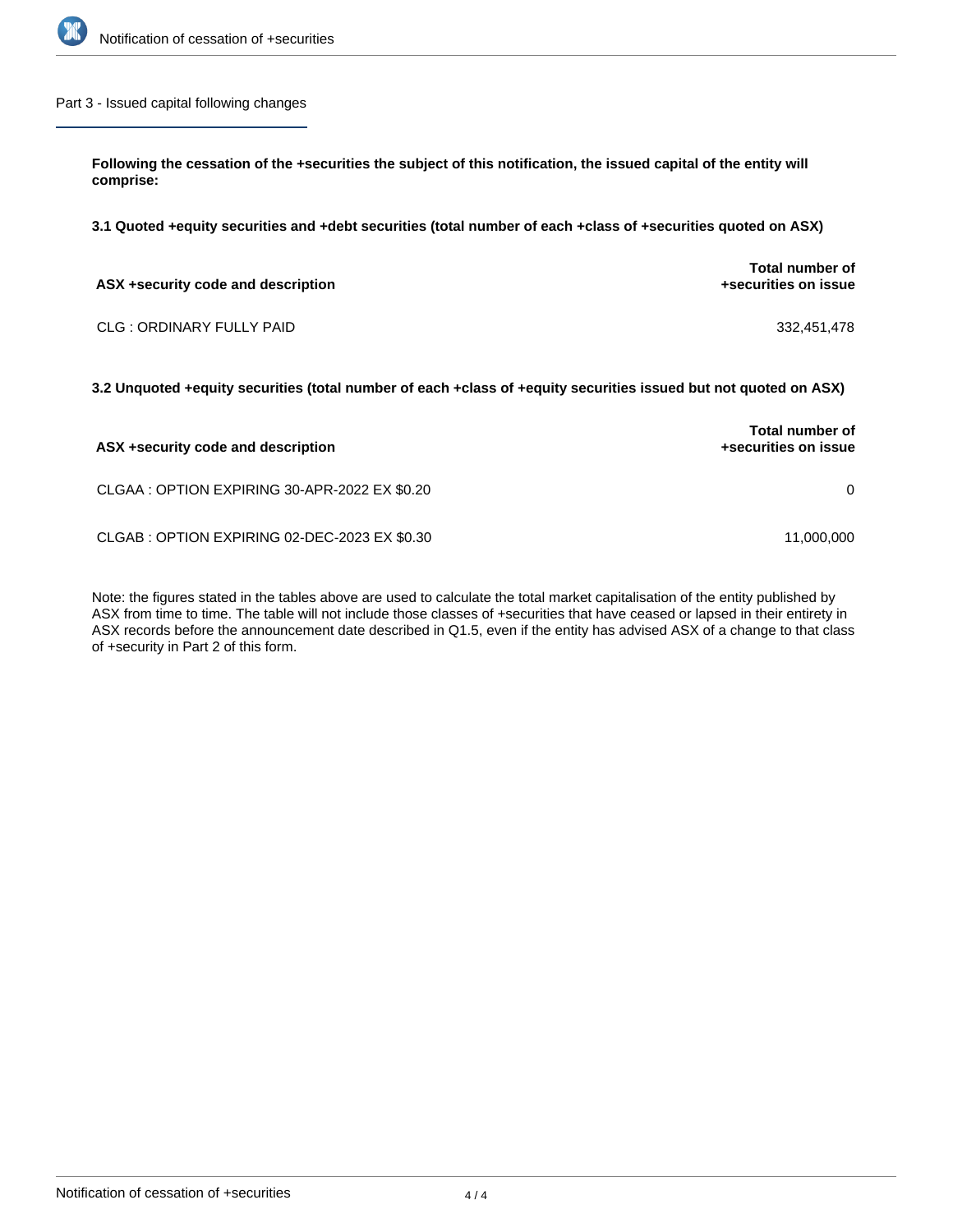## Part 3 - Issued capital following changes

**Following the cessation of the +securities the subject of this notification, the issued capital of the entity will comprise:**

**3.1 Quoted +equity securities and +debt securities (total number of each +class of +securities quoted on ASX)**

| ASX +security code and description | Total number of +securities on issue |
| --- | --- |
| CLG : ORDINARY FULLY PAID | 332,451,478 |

**3.2 Unquoted +equity securities (total number of each +class of +equity securities issued but not quoted on ASX)**

| ASX +security code and description | Total number of +securities on issue |
| --- | --- |
| CLGAA : OPTION EXPIRING 30-APR-2022 EX $0.20 | 0 |
| CLGAB : OPTION EXPIRING 02-DEC-2023 EX $0.30 | 11,000,000 |

Note: the figures stated in the tables above are used to calculate the total market capitalisation of the entity published by ASX from time to time. The table will not include those classes of +securities that have ceased or lapsed in their entirety in ASX records before the announcement date described in Q1.5, even if the entity has advised ASX of a change to that class of +security in Part 2 of this form.